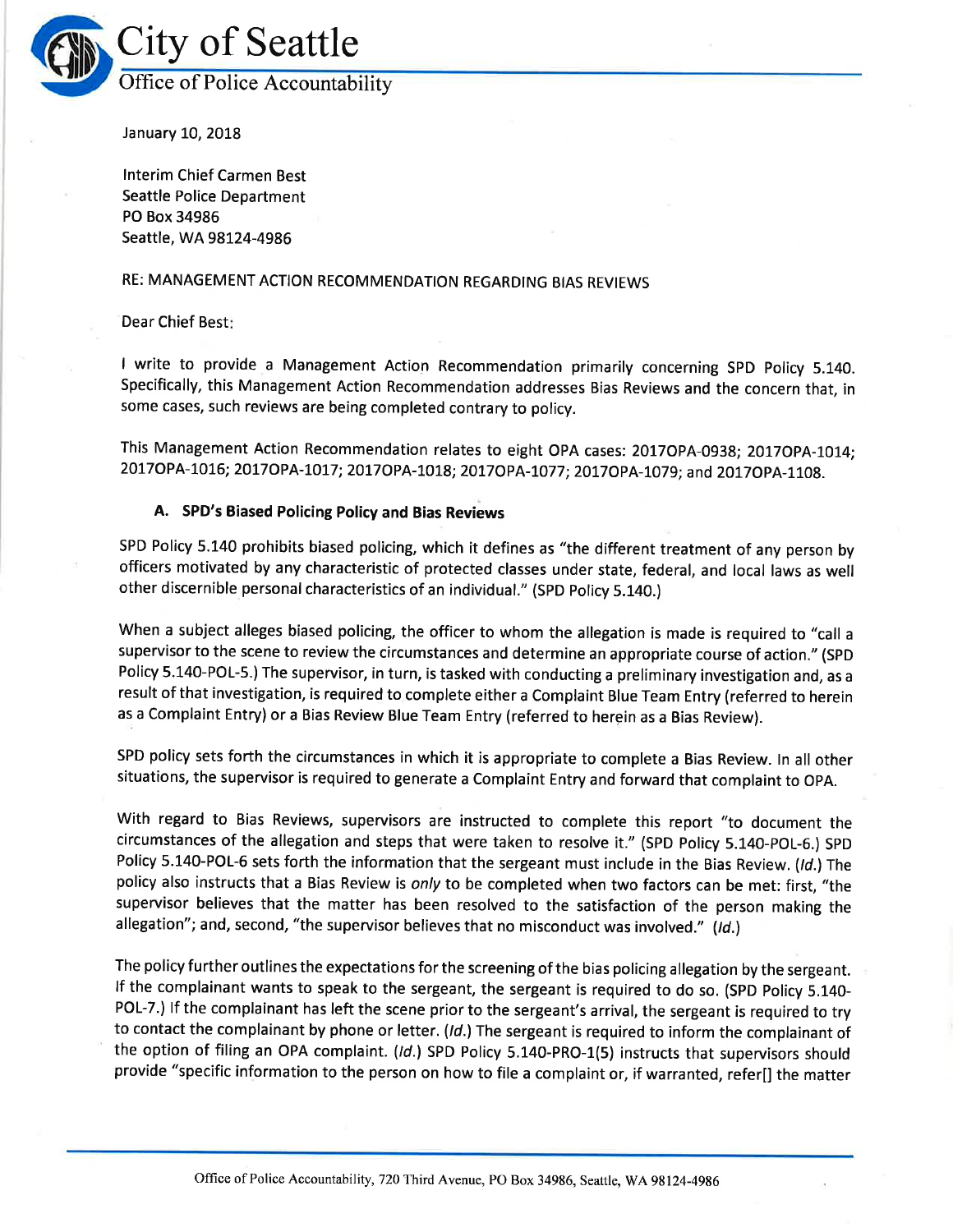# City of Seattle

## Office of Police Accountability

January 10, 2018

Interim Chief Carmen Best
Seattle Police Department
PO Box 34986
Seattle, WA 98124-4986

RE: MANAGEMENT ACTION RECOMMENDATION REGARDING BIAS REVIEWS

Dear Chief Best:

I write to provide a Management Action Recommendation primarily concerning SPD Policy 5.140. Specifically, this Management Action Recommendation addresses Bias Reviews and the concern that, in some cases, such reviews are being completed contrary to policy.

This Management Action Recommendation relates to eight OPA cases: 2017OPA-0938; 2017OPA-1014; 2017OPA-1016; 2017OPA-1017; 2017OPA-1018; 2017OPA-1077; 2017OPA-1079; and 2017OPA-1108.

### A. SPD's Biased Policing Policy and Bias Reviews

SPD Policy 5.140 prohibits biased policing, which it defines as "the different treatment of any person by officers motivated by any characteristic of protected classes under state, federal, and local laws as well other discernible personal characteristics of an individual." (SPD Policy 5.140.)

When a subject alleges biased policing, the officer to whom the allegation is made is required to "call a supervisor to the scene to review the circumstances and determine an appropriate course of action." (SPD Policy 5.140-POL-5.) The supervisor, in turn, is tasked with conducting a preliminary investigation and, as a result of that investigation, is required to complete either a Complaint Blue Team Entry (referred to herein as a Complaint Entry) or a Bias Review Blue Team Entry (referred to herein as a Bias Review).

SPD policy sets forth the circumstances in which it is appropriate to complete a Bias Review. In all other situations, the supervisor is required to generate a Complaint Entry and forward that complaint to OPA.

With regard to Bias Reviews, supervisors are instructed to complete this report "to document the circumstances of the allegation and steps that were taken to resolve it." (SPD Policy 5.140-POL-6.) SPD Policy 5.140-POL-6 sets forth the information that the sergeant must include in the Bias Review. (*Id.*) The policy also instructs that a Bias Review is *only* to be completed when two factors can be met: first, "the supervisor believes that the matter has been resolved to the satisfaction of the person making the allegation"; and, second, "the supervisor believes that no misconduct was involved." (*Id.*)

The policy further outlines the expectations for the screening of the bias policing allegation by the sergeant. If the complainant wants to speak to the sergeant, the sergeant is required to do so. (SPD Policy 5.140-POL-7.) If the complainant has left the scene prior to the sergeant's arrival, the sergeant is required to try to contact the complainant by phone or letter. (*Id.*) The sergeant is required to inform the complainant of the option of filing an OPA complaint. (*Id.*) SPD Policy 5.140-PRO-1(5) instructs that supervisors should provide "specific information to the person on how to file a complaint or, if warranted, refer[] the matter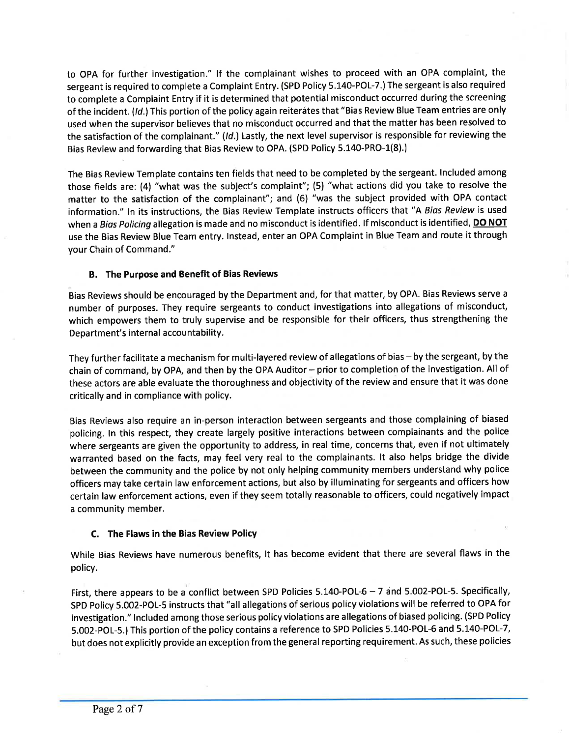to OPA for further investigation." If the complainant wishes to proceed with an OPA complaint, the sergeant is required to complete a Complaint Entry. (SPD Policy 5.140-POL-7.) The sergeant is also required to complete a Complaint Entry if it is determined that potential misconduct occurred during the screening of the incident. (*Id.*) This portion of the policy again reiterates that "Bias Review Blue Team entries are only used when the supervisor believes that no misconduct occurred and that the matter has been resolved to the satisfaction of the complainant." (*Id.*) Lastly, the next level supervisor is responsible for reviewing the Bias Review and forwarding that Bias Review to OPA. (SPD Policy 5.140-PRO-1(8).)

The Bias Review Template contains ten fields that need to be completed by the sergeant. Included among those fields are: (4) "what was the subject's complaint"; (5) "what actions did you take to resolve the matter to the satisfaction of the complainant"; and (6) "was the subject provided with OPA contact information." In its instructions, the Bias Review Template instructs officers that "A *Bias Review* is used when a *Bias Policing* allegation is made and no misconduct is identified. If misconduct is identified, **DO NOT** use the Bias Review Blue Team entry. Instead, enter an OPA Complaint in Blue Team and route it through your Chain of Command."

### B. The Purpose and Benefit of Bias Reviews

Bias Reviews should be encouraged by the Department and, for that matter, by OPA. Bias Reviews serve a number of purposes. They require sergeants to conduct investigations into allegations of misconduct, which empowers them to truly supervise and be responsible for their officers, thus strengthening the Department's internal accountability.

They further facilitate a mechanism for multi-layered review of allegations of bias – by the sergeant, by the chain of command, by OPA, and then by the OPA Auditor – prior to completion of the investigation. All of these actors are able evaluate the thoroughness and objectivity of the review and ensure that it was done critically and in compliance with policy.

Bias Reviews also require an in-person interaction between sergeants and those complaining of biased policing. In this respect, they create largely positive interactions between complainants and the police where sergeants are given the opportunity to address, in real time, concerns that, even if not ultimately warranted based on the facts, may feel very real to the complainants. It also helps bridge the divide between the community and the police by not only helping community members understand why police officers may take certain law enforcement actions, but also by illuminating for sergeants and officers how certain law enforcement actions, even if they seem totally reasonable to officers, could negatively impact a community member.

### C. The Flaws in the Bias Review Policy

While Bias Reviews have numerous benefits, it has become evident that there are several flaws in the policy.

First, there appears to be a conflict between SPD Policies 5.140-POL-6 – 7 and 5.002-POL-5. Specifically, SPD Policy 5.002-POL-5 instructs that "all allegations of serious policy violations will be referred to OPA for investigation." Included among those serious policy violations are allegations of biased policing. (SPD Policy 5.002-POL-5.) This portion of the policy contains a reference to SPD Policies 5.140-POL-6 and 5.140-POL-7, but does not explicitly provide an exception from the general reporting requirement. As such, these policies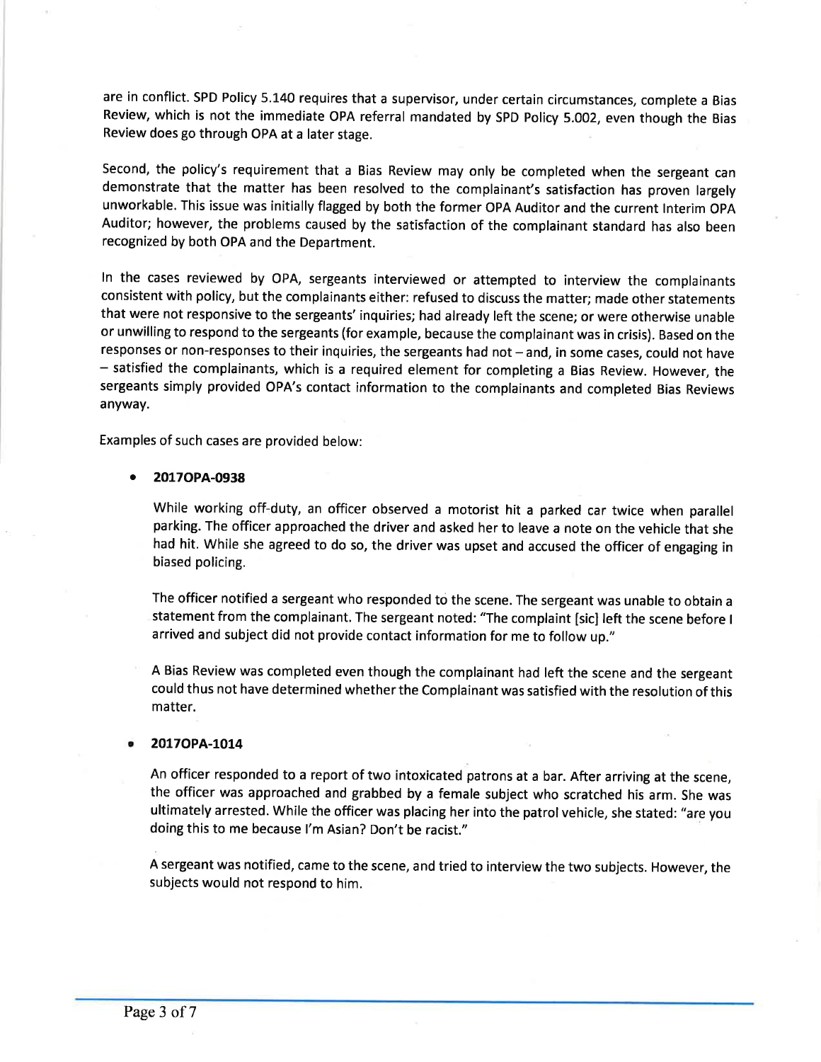are in conflict. SPD Policy 5.140 requires that a supervisor, under certain circumstances, complete a Bias Review, which is not the immediate OPA referral mandated by SPD Policy 5.002, even though the Bias Review does go through OPA at a later stage.

Second, the policy's requirement that a Bias Review may only be completed when the sergeant can demonstrate that the matter has been resolved to the complainant's satisfaction has proven largely unworkable. This issue was initially flagged by both the former OPA Auditor and the current Interim OPA Auditor; however, the problems caused by the satisfaction of the complainant standard has also been recognized by both OPA and the Department.

In the cases reviewed by OPA, sergeants interviewed or attempted to interview the complainants consistent with policy, but the complainants either: refused to discuss the matter; made other statements that were not responsive to the sergeants' inquiries; had already left the scene; or were otherwise unable or unwilling to respond to the sergeants (for example, because the complainant was in crisis). Based on the responses or non-responses to their inquiries, the sergeants had not – and, in some cases, could not have – satisfied the complainants, which is a required element for completing a Bias Review. However, the sergeants simply provided OPA's contact information to the complainants and completed Bias Reviews anyway.

Examples of such cases are provided below:

- **2017OPA-0938**

  While working off-duty, an officer observed a motorist hit a parked car twice when parallel parking. The officer approached the driver and asked her to leave a note on the vehicle that she had hit. While she agreed to do so, the driver was upset and accused the officer of engaging in biased policing.

  The officer notified a sergeant who responded to the scene. The sergeant was unable to obtain a statement from the complainant. The sergeant noted: "The complaint [sic] left the scene before I arrived and subject did not provide contact information for me to follow up."

  A Bias Review was completed even though the complainant had left the scene and the sergeant could thus not have determined whether the Complainant was satisfied with the resolution of this matter.

- **2017OPA-1014**

  An officer responded to a report of two intoxicated patrons at a bar. After arriving at the scene, the officer was approached and grabbed by a female subject who scratched his arm. She was ultimately arrested. While the officer was placing her into the patrol vehicle, she stated: "are you doing this to me because I'm Asian? Don't be racist."

  A sergeant was notified, came to the scene, and tried to interview the two subjects. However, the subjects would not respond to him.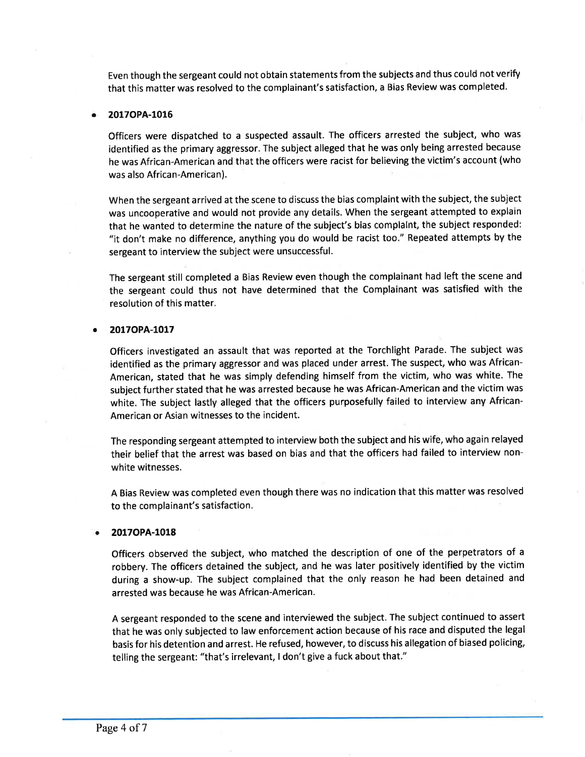Even though the sergeant could not obtain statements from the subjects and thus could not verify that this matter was resolved to the complainant's satisfaction, a Bias Review was completed.

- **2017OPA-1016**

  Officers were dispatched to a suspected assault. The officers arrested the subject, who was identified as the primary aggressor. The subject alleged that he was only being arrested because he was African-American and that the officers were racist for believing the victim's account (who was also African-American).

  When the sergeant arrived at the scene to discuss the bias complaint with the subject, the subject was uncooperative and would not provide any details. When the sergeant attempted to explain that he wanted to determine the nature of the subject's bias complaint, the subject responded: "it don't make no difference, anything you do would be racist too." Repeated attempts by the sergeant to interview the subject were unsuccessful.

  The sergeant still completed a Bias Review even though the complainant had left the scene and the sergeant could thus not have determined that the Complainant was satisfied with the resolution of this matter.

- **2017OPA-1017**

  Officers investigated an assault that was reported at the Torchlight Parade. The subject was identified as the primary aggressor and was placed under arrest. The suspect, who was African-American, stated that he was simply defending himself from the victim, who was white. The subject further stated that he was arrested because he was African-American and the victim was white. The subject lastly alleged that the officers purposefully failed to interview any African-American or Asian witnesses to the incident.

  The responding sergeant attempted to interview both the subject and his wife, who again relayed their belief that the arrest was based on bias and that the officers had failed to interview non-white witnesses.

  A Bias Review was completed even though there was no indication that this matter was resolved to the complainant's satisfaction.

- **2017OPA-1018**

  Officers observed the subject, who matched the description of one of the perpetrators of a robbery. The officers detained the subject, and he was later positively identified by the victim during a show-up. The subject complained that the only reason he had been detained and arrested was because he was African-American.

  A sergeant responded to the scene and interviewed the subject. The subject continued to assert that he was only subjected to law enforcement action because of his race and disputed the legal basis for his detention and arrest. He refused, however, to discuss his allegation of biased policing, telling the sergeant: "that's irrelevant, I don't give a fuck about that."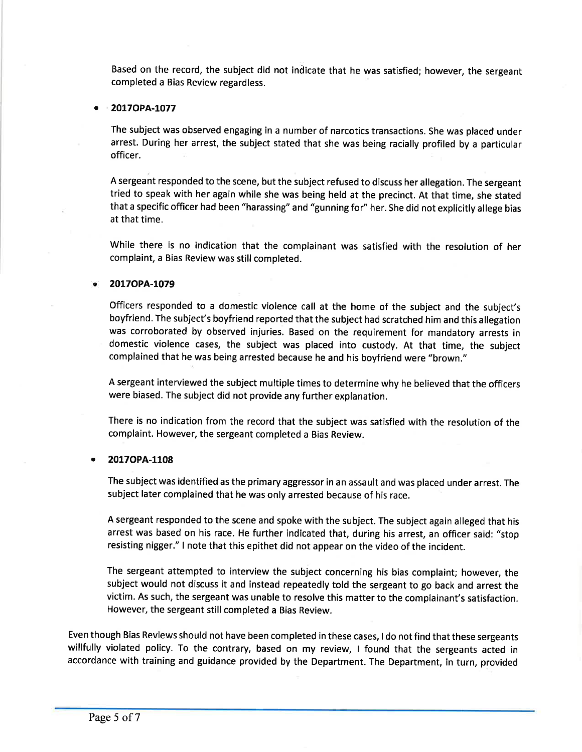Based on the record, the subject did not indicate that he was satisfied; however, the sergeant completed a Bias Review regardless.

- **2017OPA-1077**

  The subject was observed engaging in a number of narcotics transactions. She was placed under arrest. During her arrest, the subject stated that she was being racially profiled by a particular officer.

  A sergeant responded to the scene, but the subject refused to discuss her allegation. The sergeant tried to speak with her again while she was being held at the precinct. At that time, she stated that a specific officer had been "harassing" and "gunning for" her. She did not explicitly allege bias at that time.

  While there is no indication that the complainant was satisfied with the resolution of her complaint, a Bias Review was still completed.

- **2017OPA-1079**

  Officers responded to a domestic violence call at the home of the subject and the subject's boyfriend. The subject's boyfriend reported that the subject had scratched him and this allegation was corroborated by observed injuries. Based on the requirement for mandatory arrests in domestic violence cases, the subject was placed into custody. At that time, the subject complained that he was being arrested because he and his boyfriend were "brown."

  A sergeant interviewed the subject multiple times to determine why he believed that the officers were biased. The subject did not provide any further explanation.

  There is no indication from the record that the subject was satisfied with the resolution of the complaint. However, the sergeant completed a Bias Review.

- **2017OPA-1108**

  The subject was identified as the primary aggressor in an assault and was placed under arrest. The subject later complained that he was only arrested because of his race.

  A sergeant responded to the scene and spoke with the subject. The subject again alleged that his arrest was based on his race. He further indicated that, during his arrest, an officer said: "stop resisting nigger." I note that this epithet did not appear on the video of the incident.

  The sergeant attempted to interview the subject concerning his bias complaint; however, the subject would not discuss it and instead repeatedly told the sergeant to go back and arrest the victim. As such, the sergeant was unable to resolve this matter to the complainant's satisfaction. However, the sergeant still completed a Bias Review.

Even though Bias Reviews should not have been completed in these cases, I do not find that these sergeants willfully violated policy. To the contrary, based on my review, I found that the sergeants acted in accordance with training and guidance provided by the Department. The Department, in turn, provided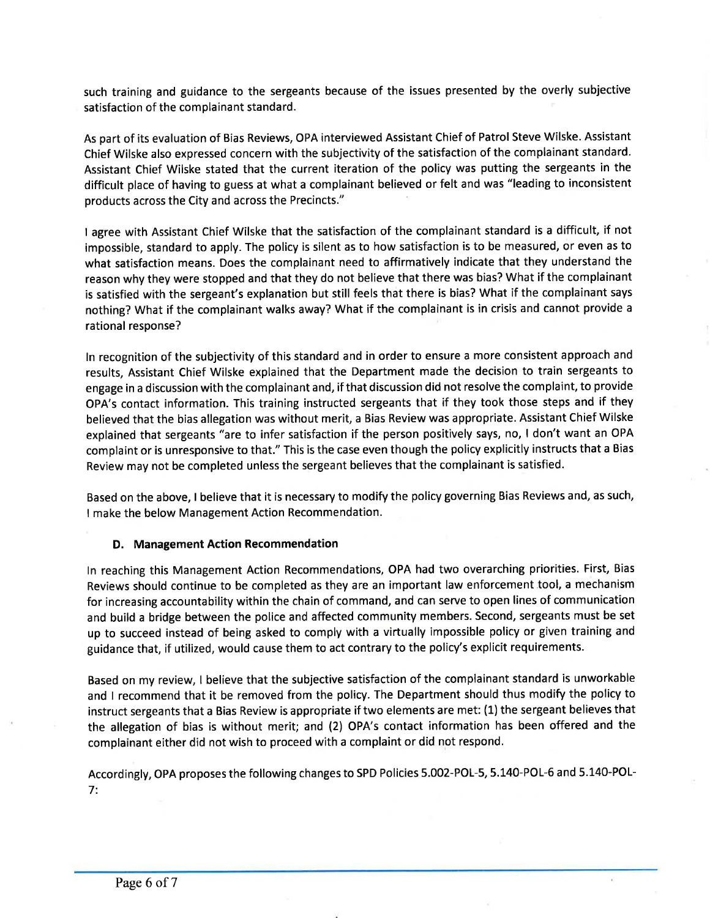such training and guidance to the sergeants because of the issues presented by the overly subjective satisfaction of the complainant standard.

As part of its evaluation of Bias Reviews, OPA interviewed Assistant Chief of Patrol Steve Wilske. Assistant Chief Wilske also expressed concern with the subjectivity of the satisfaction of the complainant standard. Assistant Chief Wilske stated that the current iteration of the policy was putting the sergeants in the difficult place of having to guess at what a complainant believed or felt and was "leading to inconsistent products across the City and across the Precincts."

I agree with Assistant Chief Wilske that the satisfaction of the complainant standard is a difficult, if not impossible, standard to apply. The policy is silent as to how satisfaction is to be measured, or even as to what satisfaction means. Does the complainant need to affirmatively indicate that they understand the reason why they were stopped and that they do not believe that there was bias? What if the complainant is satisfied with the sergeant's explanation but still feels that there is bias? What if the complainant says nothing? What if the complainant walks away? What if the complainant is in crisis and cannot provide a rational response?

In recognition of the subjectivity of this standard and in order to ensure a more consistent approach and results, Assistant Chief Wilske explained that the Department made the decision to train sergeants to engage in a discussion with the complainant and, if that discussion did not resolve the complaint, to provide OPA's contact information. This training instructed sergeants that if they took those steps and if they believed that the bias allegation was without merit, a Bias Review was appropriate. Assistant Chief Wilske explained that sergeants "are to infer satisfaction if the person positively says, no, I don't want an OPA complaint or is unresponsive to that." This is the case even though the policy explicitly instructs that a Bias Review may not be completed unless the sergeant believes that the complainant is satisfied.

Based on the above, I believe that it is necessary to modify the policy governing Bias Reviews and, as such, I make the below Management Action Recommendation.

### D. Management Action Recommendation

In reaching this Management Action Recommendations, OPA had two overarching priorities. First, Bias Reviews should continue to be completed as they are an important law enforcement tool, a mechanism for increasing accountability within the chain of command, and can serve to open lines of communication and build a bridge between the police and affected community members. Second, sergeants must be set up to succeed instead of being asked to comply with a virtually impossible policy or given training and guidance that, if utilized, would cause them to act contrary to the policy's explicit requirements.

Based on my review, I believe that the subjective satisfaction of the complainant standard is unworkable and I recommend that it be removed from the policy. The Department should thus modify the policy to instruct sergeants that a Bias Review is appropriate if two elements are met: (1) the sergeant believes that the allegation of bias is without merit; and (2) OPA's contact information has been offered and the complainant either did not wish to proceed with a complaint or did not respond.

Accordingly, OPA proposes the following changes to SPD Policies 5.002-POL-5, 5.140-POL-6 and 5.140-POL-7: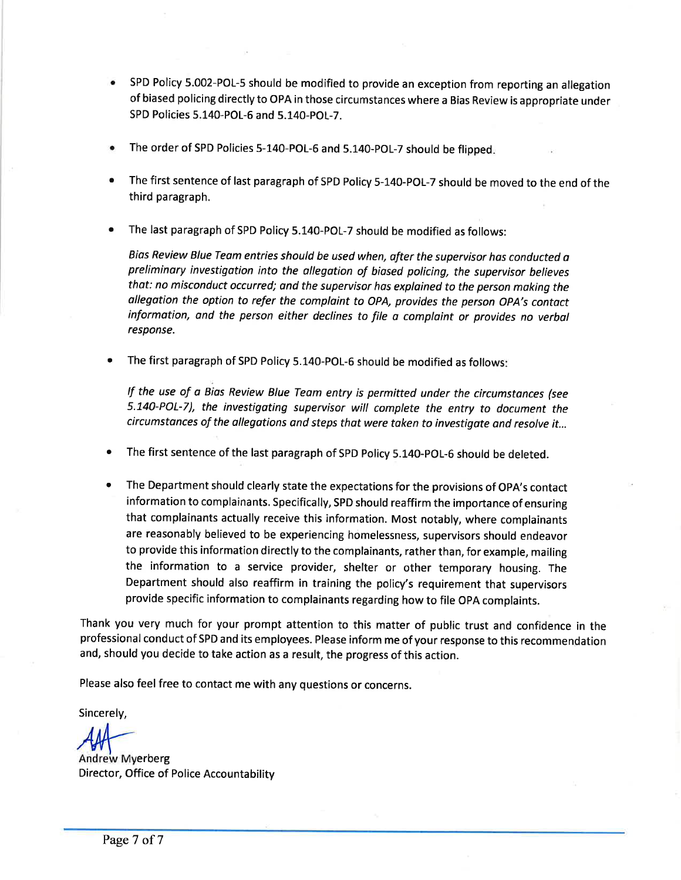- SPD Policy 5.002-POL-5 should be modified to provide an exception from reporting an allegation of biased policing directly to OPA in those circumstances where a Bias Review is appropriate under SPD Policies 5.140-POL-6 and 5.140-POL-7.

- The order of SPD Policies 5-140-POL-6 and 5.140-POL-7 should be flipped.

- The first sentence of last paragraph of SPD Policy 5-140-POL-7 should be moved to the end of the third paragraph.

- The last paragraph of SPD Policy 5.140-POL-7 should be modified as follows:

  *Bias Review Blue Team entries should be used when, after the supervisor has conducted a preliminary investigation into the allegation of biased policing, the supervisor believes that: no misconduct occurred; and the supervisor has explained to the person making the allegation the option to refer the complaint to OPA, provides the person OPA's contact information, and the person either declines to file a complaint or provides no verbal response.*

- The first paragraph of SPD Policy 5.140-POL-6 should be modified as follows:

  *If the use of a Bias Review Blue Team entry is permitted under the circumstances (see 5.140-POL-7), the investigating supervisor will complete the entry to document the circumstances of the allegations and steps that were taken to investigate and resolve it...*

- The first sentence of the last paragraph of SPD Policy 5.140-POL-6 should be deleted.

- The Department should clearly state the expectations for the provisions of OPA's contact information to complainants. Specifically, SPD should reaffirm the importance of ensuring that complainants actually receive this information. Most notably, where complainants are reasonably believed to be experiencing homelessness, supervisors should endeavor to provide this information directly to the complainants, rather than, for example, mailing the information to a service provider, shelter or other temporary housing. The Department should also reaffirm in training the policy's requirement that supervisors provide specific information to complainants regarding how to file OPA complaints.

Thank you very much for your prompt attention to this matter of public trust and confidence in the professional conduct of SPD and its employees. Please inform me of your response to this recommendation and, should you decide to take action as a result, the progress of this action.

Please also feel free to contact me with any questions or concerns.

Sincerely,

Andrew Myerberg
Director, Office of Police Accountability